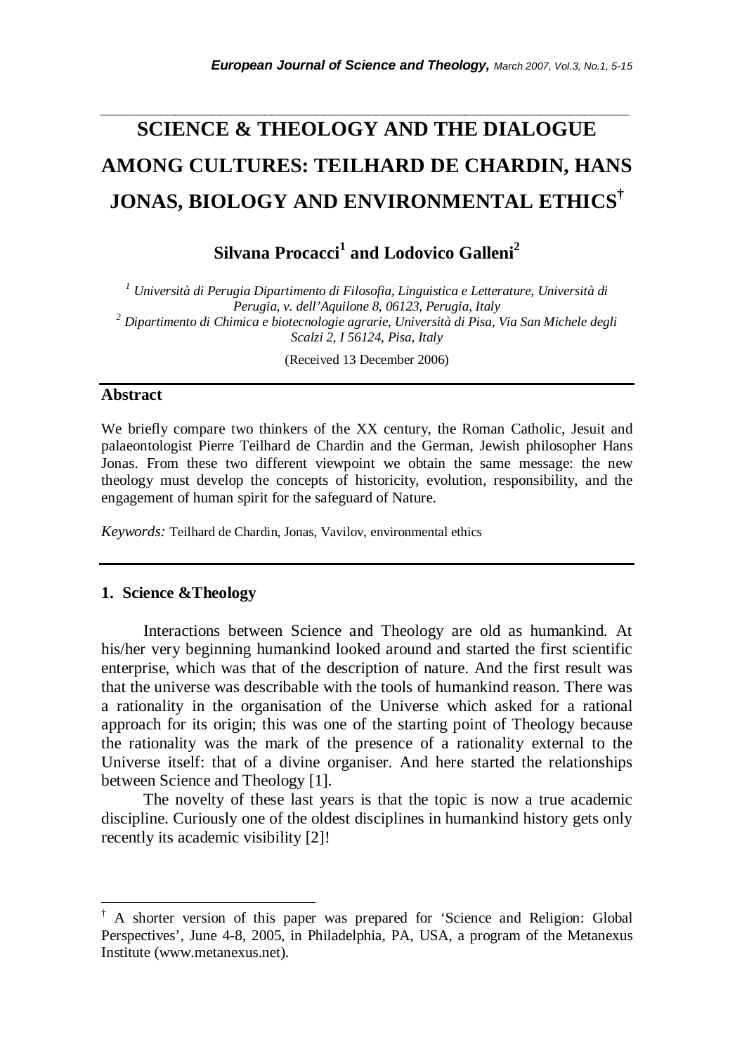# SCIENCE & THEOLOGY AND THE DIALOGUE AMONG CULTURES: TEILHARD DE CHARDIN, HANS JONAS, BIOLOGY AND ENVIRONMENTAL ETHICS[†]

**Silvana Procacci[1] and Lodovico Galleni[2]**

[1] *Università di Perugia Dipartimento di Filosofia, Linguistica e Letterature, Università di Perugia, v. dell'Aquilone 8, 06123, Perugia, Italy*
[2] *Dipartimento di Chimica e biotecnologie agrarie, Università di Pisa, Via San Michele degli Scalzi 2, I 56124, Pisa, Italy*

(Received 13 December 2006)

## Abstract

We briefly compare two thinkers of the XX century, the Roman Catholic, Jesuit and palaeontologist Pierre Teilhard de Chardin and the German, Jewish philosopher Hans Jonas. From these two different viewpoint we obtain the same message: the new theology must develop the concepts of historicity, evolution, responsibility, and the engagement of human spirit for the safeguard of Nature.

*Keywords:* Teilhard de Chardin, Jonas, Vavilov, environmental ethics

## 1. Science &Theology

Interactions between Science and Theology are old as humankind. At his/her very beginning humankind looked around and started the first scientific enterprise, which was that of the description of nature. And the first result was that the universe was describable with the tools of humankind reason. There was a rationality in the organisation of the Universe which asked for a rational approach for its origin; this was one of the starting point of Theology because the rationality was the mark of the presence of a rationality external to the Universe itself: that of a divine organiser. And here started the relationships between Science and Theology [1].

The novelty of these last years is that the topic is now a true academic discipline. Curiously one of the oldest disciplines in humankind history gets only recently its academic visibility [2]!

---

[†] A shorter version of this paper was prepared for 'Science and Religion: Global Perspectives', June 4-8, 2005, in Philadelphia, PA, USA, a program of the Metanexus Institute (www.metanexus.net).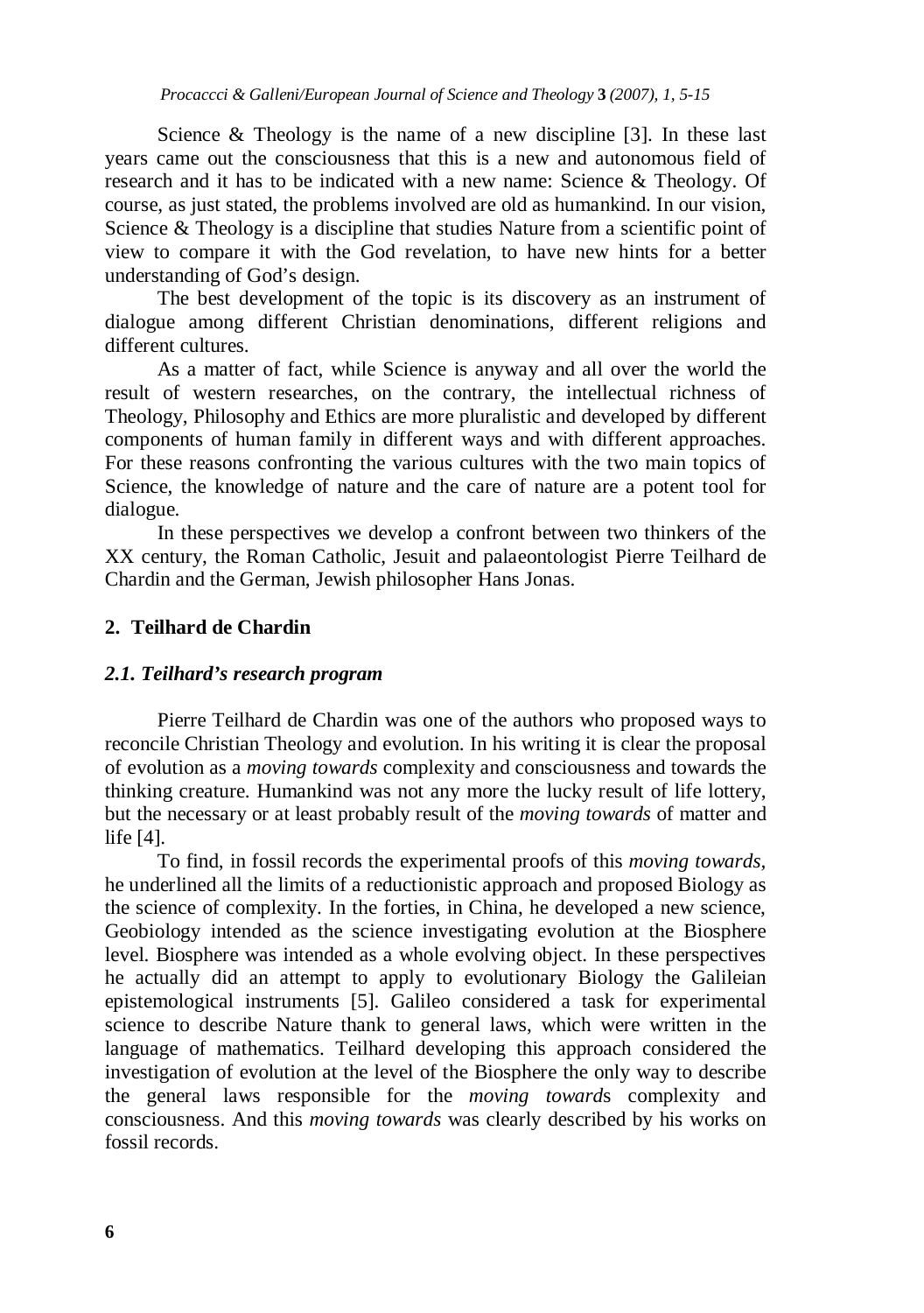Science & Theology is the name of a new discipline [3]. In these last years came out the consciousness that this is a new and autonomous field of research and it has to be indicated with a new name: Science & Theology. Of course, as just stated, the problems involved are old as humankind. In our vision, Science & Theology is a discipline that studies Nature from a scientific point of view to compare it with the God revelation, to have new hints for a better understanding of God's design.

The best development of the topic is its discovery as an instrument of dialogue among different Christian denominations, different religions and different cultures.

As a matter of fact, while Science is anyway and all over the world the result of western researches, on the contrary, the intellectual richness of Theology, Philosophy and Ethics are more pluralistic and developed by different components of human family in different ways and with different approaches. For these reasons confronting the various cultures with the two main topics of Science, the knowledge of nature and the care of nature are a potent tool for dialogue.

In these perspectives we develop a confront between two thinkers of the XX century, the Roman Catholic, Jesuit and palaeontologist Pierre Teilhard de Chardin and the German, Jewish philosopher Hans Jonas.

## 2. Teilhard de Chardin

### *2.1. Teilhard's research program*

Pierre Teilhard de Chardin was one of the authors who proposed ways to reconcile Christian Theology and evolution. In his writing it is clear the proposal of evolution as a *moving towards* complexity and consciousness and towards the thinking creature. Humankind was not any more the lucky result of life lottery, but the necessary or at least probably result of the *moving towards* of matter and life [4].

To find, in fossil records the experimental proofs of this *moving towards*, he underlined all the limits of a reductionistic approach and proposed Biology as the science of complexity. In the forties, in China, he developed a new science, Geobiology intended as the science investigating evolution at the Biosphere level. Biosphere was intended as a whole evolving object. In these perspectives he actually did an attempt to apply to evolutionary Biology the Galileian epistemological instruments [5]. Galileo considered a task for experimental science to describe Nature thank to general laws, which were written in the language of mathematics. Teilhard developing this approach considered the investigation of evolution at the level of the Biosphere the only way to describe the general laws responsible for the *moving towards* complexity and consciousness. And this *moving towards* was clearly described by his works on fossil records.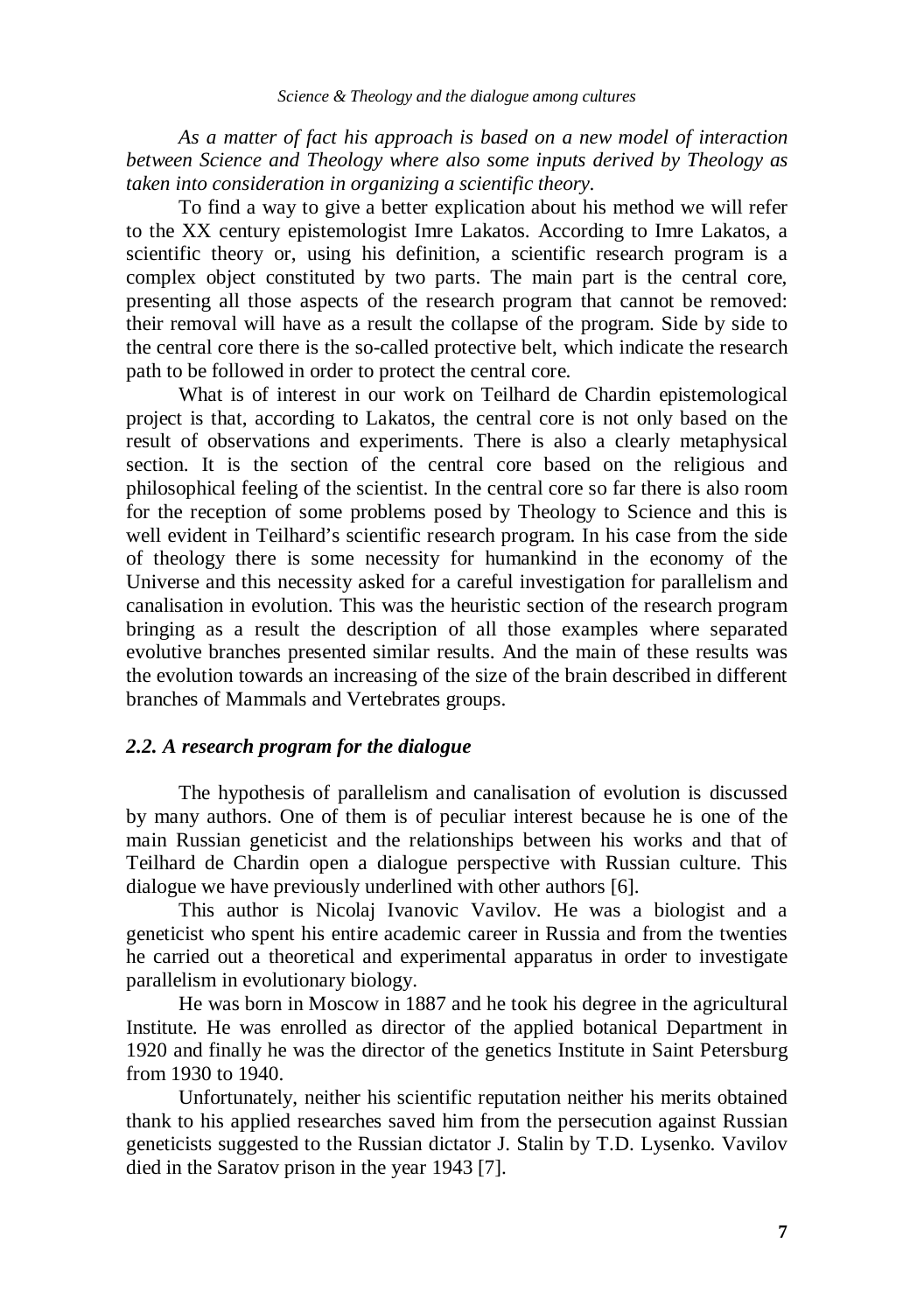*As a matter of fact his approach is based on a new model of interaction between Science and Theology where also some inputs derived by Theology as taken into consideration in organizing a scientific theory.*

To find a way to give a better explication about his method we will refer to the XX century epistemologist Imre Lakatos. According to Imre Lakatos, a scientific theory or, using his definition, a scientific research program is a complex object constituted by two parts. The main part is the central core, presenting all those aspects of the research program that cannot be removed: their removal will have as a result the collapse of the program. Side by side to the central core there is the so-called protective belt, which indicate the research path to be followed in order to protect the central core.

What is of interest in our work on Teilhard de Chardin epistemological project is that, according to Lakatos, the central core is not only based on the result of observations and experiments. There is also a clearly metaphysical section. It is the section of the central core based on the religious and philosophical feeling of the scientist. In the central core so far there is also room for the reception of some problems posed by Theology to Science and this is well evident in Teilhard's scientific research program. In his case from the side of theology there is some necessity for humankind in the economy of the Universe and this necessity asked for a careful investigation for parallelism and canalisation in evolution. This was the heuristic section of the research program bringing as a result the description of all those examples where separated evolutive branches presented similar results. And the main of these results was the evolution towards an increasing of the size of the brain described in different branches of Mammals and Vertebrates groups.

### *2.2. A research program for the dialogue*

The hypothesis of parallelism and canalisation of evolution is discussed by many authors. One of them is of peculiar interest because he is one of the main Russian geneticist and the relationships between his works and that of Teilhard de Chardin open a dialogue perspective with Russian culture. This dialogue we have previously underlined with other authors [6].

This author is Nicolaj Ivanovic Vavilov. He was a biologist and a geneticist who spent his entire academic career in Russia and from the twenties he carried out a theoretical and experimental apparatus in order to investigate parallelism in evolutionary biology.

He was born in Moscow in 1887 and he took his degree in the agricultural Institute. He was enrolled as director of the applied botanical Department in 1920 and finally he was the director of the genetics Institute in Saint Petersburg from 1930 to 1940.

Unfortunately, neither his scientific reputation neither his merits obtained thank to his applied researches saved him from the persecution against Russian geneticists suggested to the Russian dictator J. Stalin by T.D. Lysenko. Vavilov died in the Saratov prison in the year 1943 [7].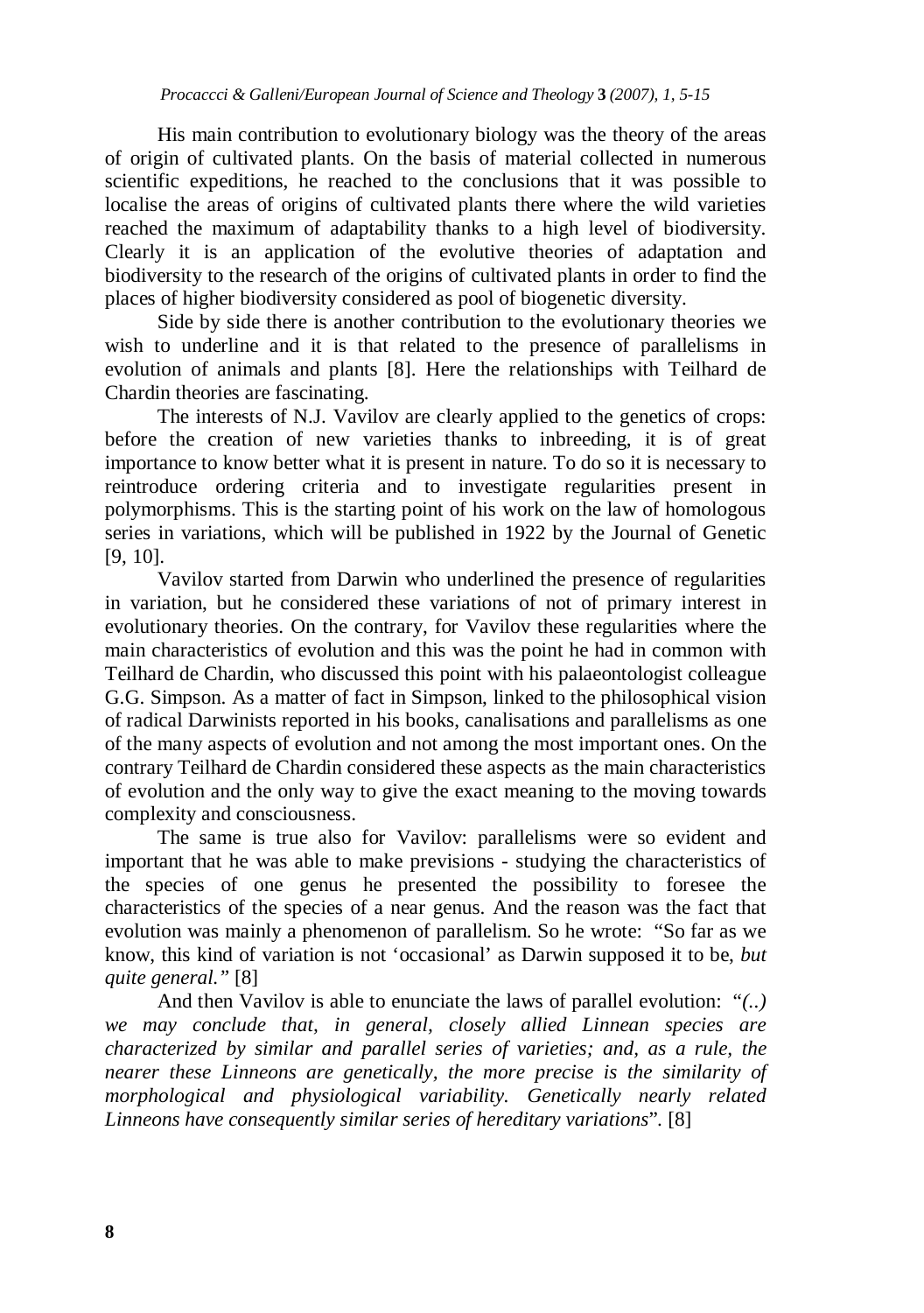His main contribution to evolutionary biology was the theory of the areas of origin of cultivated plants. On the basis of material collected in numerous scientific expeditions, he reached to the conclusions that it was possible to localise the areas of origins of cultivated plants there where the wild varieties reached the maximum of adaptability thanks to a high level of biodiversity. Clearly it is an application of the evolutive theories of adaptation and biodiversity to the research of the origins of cultivated plants in order to find the places of higher biodiversity considered as pool of biogenetic diversity.

Side by side there is another contribution to the evolutionary theories we wish to underline and it is that related to the presence of parallelisms in evolution of animals and plants [8]. Here the relationships with Teilhard de Chardin theories are fascinating.

The interests of N.J. Vavilov are clearly applied to the genetics of crops: before the creation of new varieties thanks to inbreeding, it is of great importance to know better what it is present in nature. To do so it is necessary to reintroduce ordering criteria and to investigate regularities present in polymorphisms. This is the starting point of his work on the law of homologous series in variations, which will be published in 1922 by the Journal of Genetic [9, 10].

Vavilov started from Darwin who underlined the presence of regularities in variation, but he considered these variations of not of primary interest in evolutionary theories. On the contrary, for Vavilov these regularities where the main characteristics of evolution and this was the point he had in common with Teilhard de Chardin, who discussed this point with his palaeontologist colleague G.G. Simpson. As a matter of fact in Simpson, linked to the philosophical vision of radical Darwinists reported in his books, canalisations and parallelisms as one of the many aspects of evolution and not among the most important ones. On the contrary Teilhard de Chardin considered these aspects as the main characteristics of evolution and the only way to give the exact meaning to the moving towards complexity and consciousness.

The same is true also for Vavilov: parallelisms were so evident and important that he was able to make previsions - studying the characteristics of the species of one genus he presented the possibility to foresee the characteristics of the species of a near genus. And the reason was the fact that evolution was mainly a phenomenon of parallelism. So he wrote: "So far as we know, this kind of variation is not 'occasional' as Darwin supposed it to be, *but quite general."* [8]

And then Vavilov is able to enunciate the laws of parallel evolution: *"(..) we may conclude that, in general, closely allied Linnean species are characterized by similar and parallel series of varieties; and, as a rule, the nearer these Linneons are genetically, the more precise is the similarity of morphological and physiological variability. Genetically nearly related Linneons have consequently similar series of hereditary variations*". [8]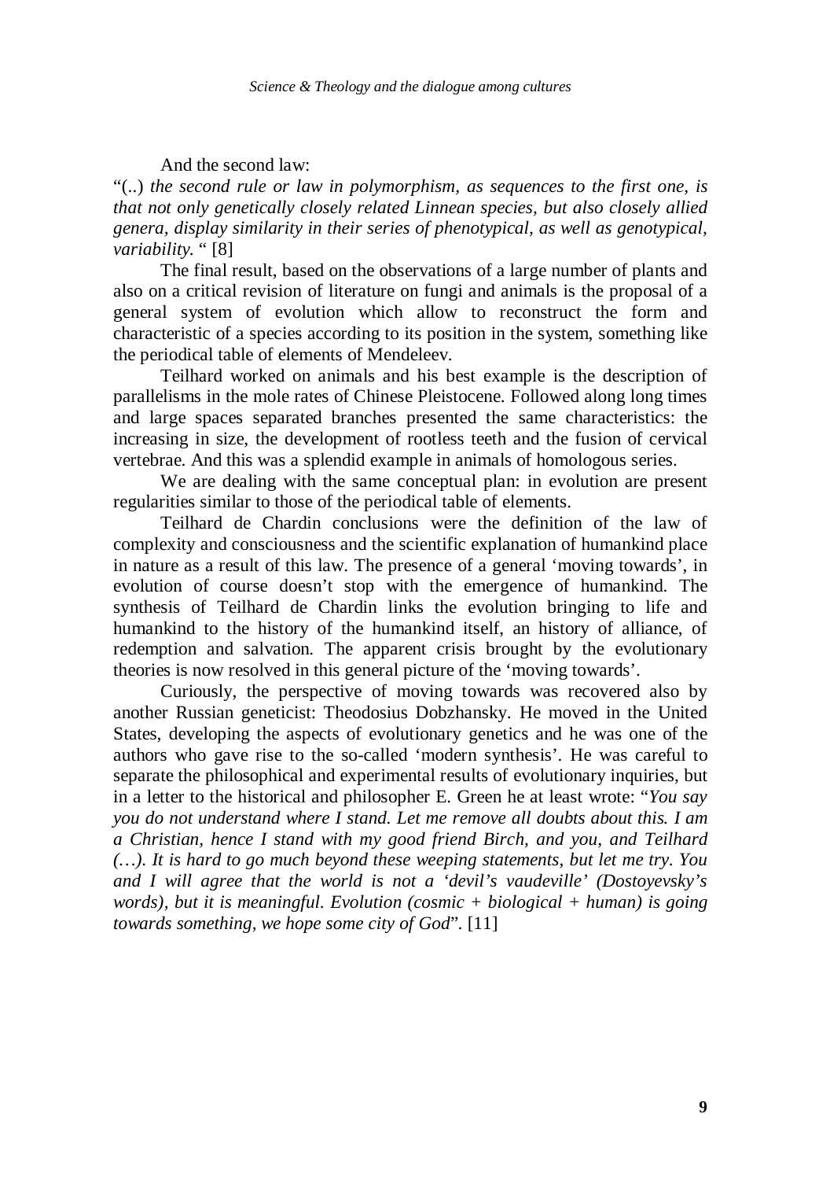And the second law:

"(..) *the second rule or law in polymorphism, as sequences to the first one, is that not only genetically closely related Linnean species, but also closely allied genera, display similarity in their series of phenotypical, as well as genotypical, variability.* " [8]

The final result, based on the observations of a large number of plants and also on a critical revision of literature on fungi and animals is the proposal of a general system of evolution which allow to reconstruct the form and characteristic of a species according to its position in the system, something like the periodical table of elements of Mendeleev.

Teilhard worked on animals and his best example is the description of parallelisms in the mole rates of Chinese Pleistocene. Followed along long times and large spaces separated branches presented the same characteristics: the increasing in size, the development of rootless teeth and the fusion of cervical vertebrae. And this was a splendid example in animals of homologous series.

We are dealing with the same conceptual plan: in evolution are present regularities similar to those of the periodical table of elements.

Teilhard de Chardin conclusions were the definition of the law of complexity and consciousness and the scientific explanation of humankind place in nature as a result of this law. The presence of a general 'moving towards', in evolution of course doesn't stop with the emergence of humankind. The synthesis of Teilhard de Chardin links the evolution bringing to life and humankind to the history of the humankind itself, an history of alliance, of redemption and salvation. The apparent crisis brought by the evolutionary theories is now resolved in this general picture of the 'moving towards'.

Curiously, the perspective of moving towards was recovered also by another Russian geneticist: Theodosius Dobzhansky. He moved in the United States, developing the aspects of evolutionary genetics and he was one of the authors who gave rise to the so-called 'modern synthesis'. He was careful to separate the philosophical and experimental results of evolutionary inquiries, but in a letter to the historical and philosopher E. Green he at least wrote: "*You say you do not understand where I stand. Let me remove all doubts about this. I am a Christian, hence I stand with my good friend Birch, and you, and Teilhard (…). It is hard to go much beyond these weeping statements, but let me try. You and I will agree that the world is not a 'devil's vaudeville' (Dostoyevsky's words), but it is meaningful. Evolution (cosmic + biological + human) is going towards something, we hope some city of God*". [11]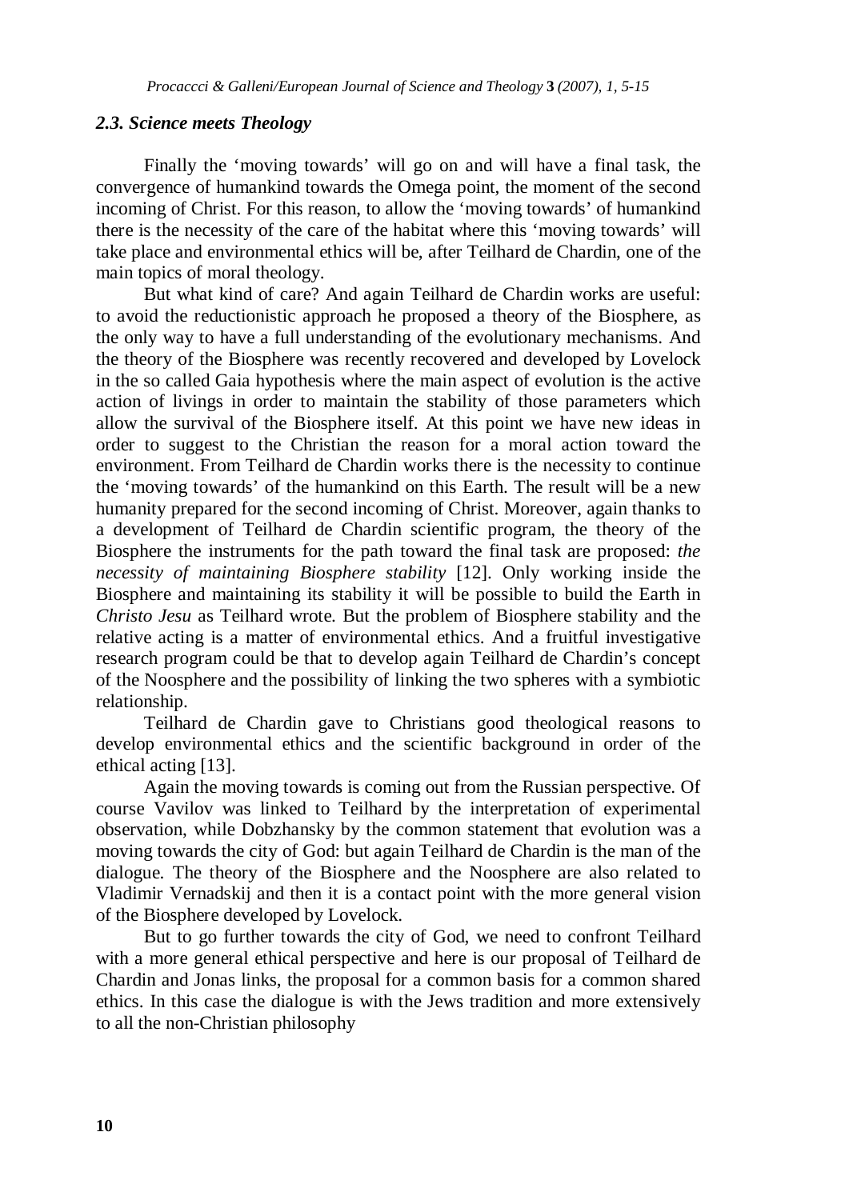### *2.3. Science meets Theology*

Finally the 'moving towards' will go on and will have a final task, the convergence of humankind towards the Omega point, the moment of the second incoming of Christ. For this reason, to allow the 'moving towards' of humankind there is the necessity of the care of the habitat where this 'moving towards' will take place and environmental ethics will be, after Teilhard de Chardin, one of the main topics of moral theology.

But what kind of care? And again Teilhard de Chardin works are useful: to avoid the reductionistic approach he proposed a theory of the Biosphere, as the only way to have a full understanding of the evolutionary mechanisms. And the theory of the Biosphere was recently recovered and developed by Lovelock in the so called Gaia hypothesis where the main aspect of evolution is the active action of livings in order to maintain the stability of those parameters which allow the survival of the Biosphere itself. At this point we have new ideas in order to suggest to the Christian the reason for a moral action toward the environment. From Teilhard de Chardin works there is the necessity to continue the 'moving towards' of the humankind on this Earth. The result will be a new humanity prepared for the second incoming of Christ. Moreover, again thanks to a development of Teilhard de Chardin scientific program, the theory of the Biosphere the instruments for the path toward the final task are proposed: *the necessity of maintaining Biosphere stability* [12]. Only working inside the Biosphere and maintaining its stability it will be possible to build the Earth in *Christo Jesu* as Teilhard wrote. But the problem of Biosphere stability and the relative acting is a matter of environmental ethics. And a fruitful investigative research program could be that to develop again Teilhard de Chardin's concept of the Noosphere and the possibility of linking the two spheres with a symbiotic relationship.

Teilhard de Chardin gave to Christians good theological reasons to develop environmental ethics and the scientific background in order of the ethical acting [13].

Again the moving towards is coming out from the Russian perspective. Of course Vavilov was linked to Teilhard by the interpretation of experimental observation, while Dobzhansky by the common statement that evolution was a moving towards the city of God: but again Teilhard de Chardin is the man of the dialogue. The theory of the Biosphere and the Noosphere are also related to Vladimir Vernadskij and then it is a contact point with the more general vision of the Biosphere developed by Lovelock.

But to go further towards the city of God, we need to confront Teilhard with a more general ethical perspective and here is our proposal of Teilhard de Chardin and Jonas links, the proposal for a common basis for a common shared ethics. In this case the dialogue is with the Jews tradition and more extensively to all the non-Christian philosophy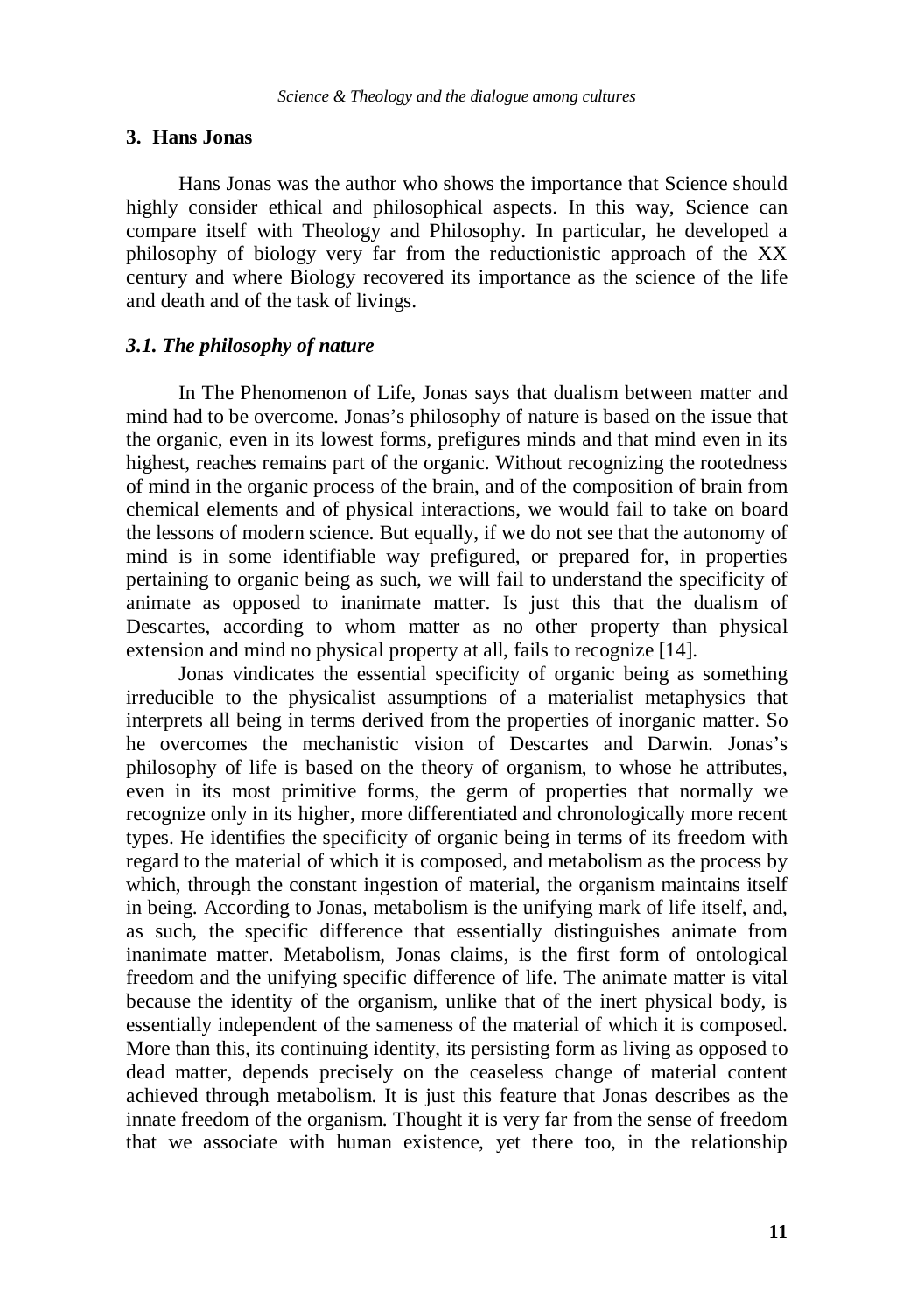## 3. Hans Jonas

Hans Jonas was the author who shows the importance that Science should highly consider ethical and philosophical aspects. In this way, Science can compare itself with Theology and Philosophy. In particular, he developed a philosophy of biology very far from the reductionistic approach of the XX century and where Biology recovered its importance as the science of the life and death and of the task of livings.

### *3.1. The philosophy of nature*

In The Phenomenon of Life, Jonas says that dualism between matter and mind had to be overcome. Jonas's philosophy of nature is based on the issue that the organic, even in its lowest forms, prefigures minds and that mind even in its highest, reaches remains part of the organic. Without recognizing the rootedness of mind in the organic process of the brain, and of the composition of brain from chemical elements and of physical interactions, we would fail to take on board the lessons of modern science. But equally, if we do not see that the autonomy of mind is in some identifiable way prefigured, or prepared for, in properties pertaining to organic being as such, we will fail to understand the specificity of animate as opposed to inanimate matter. Is just this that the dualism of Descartes, according to whom matter as no other property than physical extension and mind no physical property at all, fails to recognize [14].

Jonas vindicates the essential specificity of organic being as something irreducible to the physicalist assumptions of a materialist metaphysics that interprets all being in terms derived from the properties of inorganic matter. So he overcomes the mechanistic vision of Descartes and Darwin. Jonas's philosophy of life is based on the theory of organism, to whose he attributes, even in its most primitive forms, the germ of properties that normally we recognize only in its higher, more differentiated and chronologically more recent types. He identifies the specificity of organic being in terms of its freedom with regard to the material of which it is composed, and metabolism as the process by which, through the constant ingestion of material, the organism maintains itself in being. According to Jonas, metabolism is the unifying mark of life itself, and, as such, the specific difference that essentially distinguishes animate from inanimate matter. Metabolism, Jonas claims, is the first form of ontological freedom and the unifying specific difference of life. The animate matter is vital because the identity of the organism, unlike that of the inert physical body, is essentially independent of the sameness of the material of which it is composed. More than this, its continuing identity, its persisting form as living as opposed to dead matter, depends precisely on the ceaseless change of material content achieved through metabolism. It is just this feature that Jonas describes as the innate freedom of the organism. Thought it is very far from the sense of freedom that we associate with human existence, yet there too, in the relationship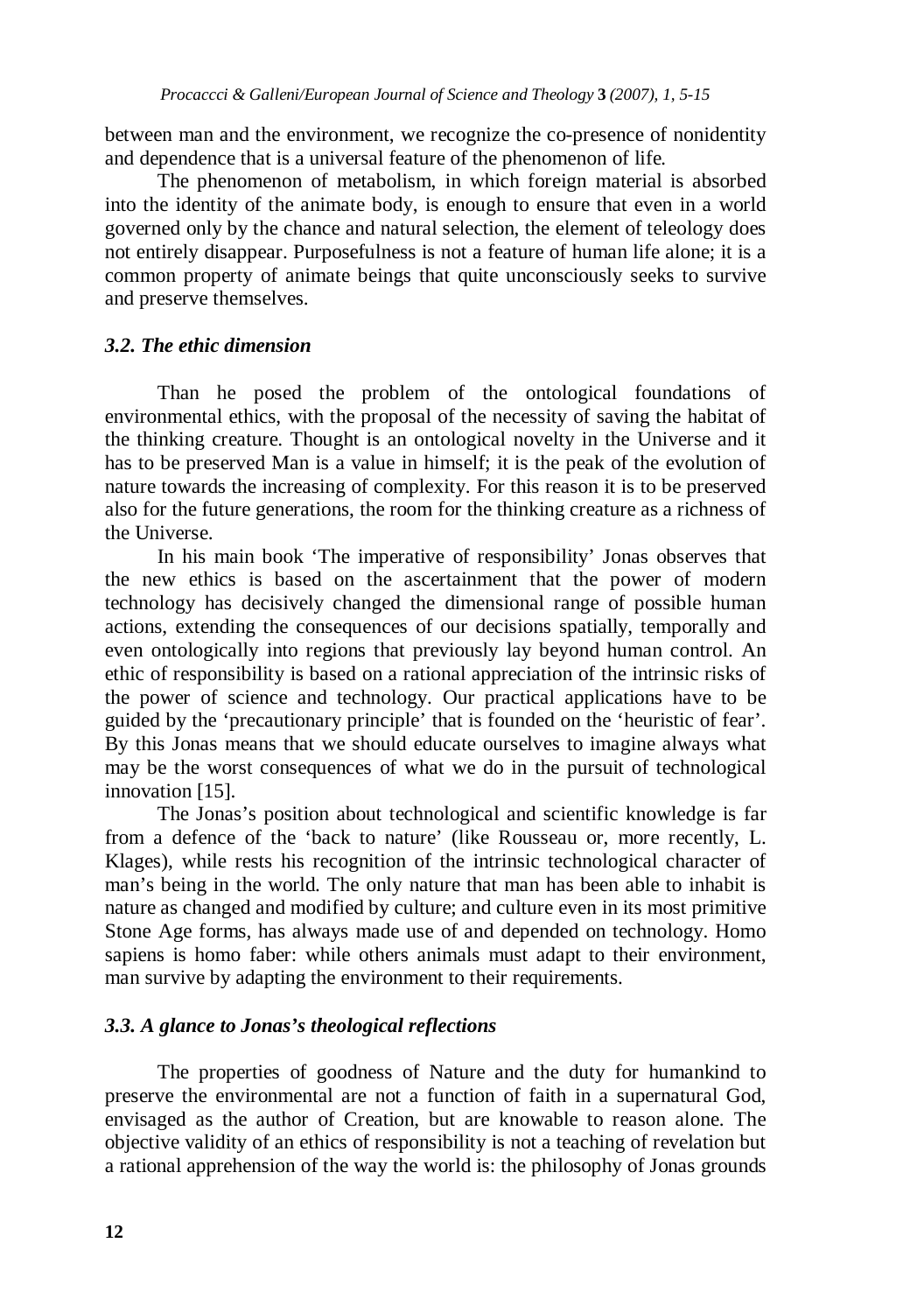between man and the environment, we recognize the co-presence of nonidentity and dependence that is a universal feature of the phenomenon of life.

The phenomenon of metabolism, in which foreign material is absorbed into the identity of the animate body, is enough to ensure that even in a world governed only by the chance and natural selection, the element of teleology does not entirely disappear. Purposefulness is not a feature of human life alone; it is a common property of animate beings that quite unconsciously seeks to survive and preserve themselves.

### *3.2. The ethic dimension*

Than he posed the problem of the ontological foundations of environmental ethics, with the proposal of the necessity of saving the habitat of the thinking creature. Thought is an ontological novelty in the Universe and it has to be preserved Man is a value in himself; it is the peak of the evolution of nature towards the increasing of complexity. For this reason it is to be preserved also for the future generations, the room for the thinking creature as a richness of the Universe.

In his main book 'The imperative of responsibility' Jonas observes that the new ethics is based on the ascertainment that the power of modern technology has decisively changed the dimensional range of possible human actions, extending the consequences of our decisions spatially, temporally and even ontologically into regions that previously lay beyond human control. An ethic of responsibility is based on a rational appreciation of the intrinsic risks of the power of science and technology. Our practical applications have to be guided by the 'precautionary principle' that is founded on the 'heuristic of fear'. By this Jonas means that we should educate ourselves to imagine always what may be the worst consequences of what we do in the pursuit of technological innovation [15].

The Jonas's position about technological and scientific knowledge is far from a defence of the 'back to nature' (like Rousseau or, more recently, L. Klages), while rests his recognition of the intrinsic technological character of man's being in the world. The only nature that man has been able to inhabit is nature as changed and modified by culture; and culture even in its most primitive Stone Age forms, has always made use of and depended on technology. Homo sapiens is homo faber: while others animals must adapt to their environment, man survive by adapting the environment to their requirements.

### *3.3. A glance to Jonas's theological reflections*

The properties of goodness of Nature and the duty for humankind to preserve the environmental are not a function of faith in a supernatural God, envisaged as the author of Creation, but are knowable to reason alone. The objective validity of an ethics of responsibility is not a teaching of revelation but a rational apprehension of the way the world is: the philosophy of Jonas grounds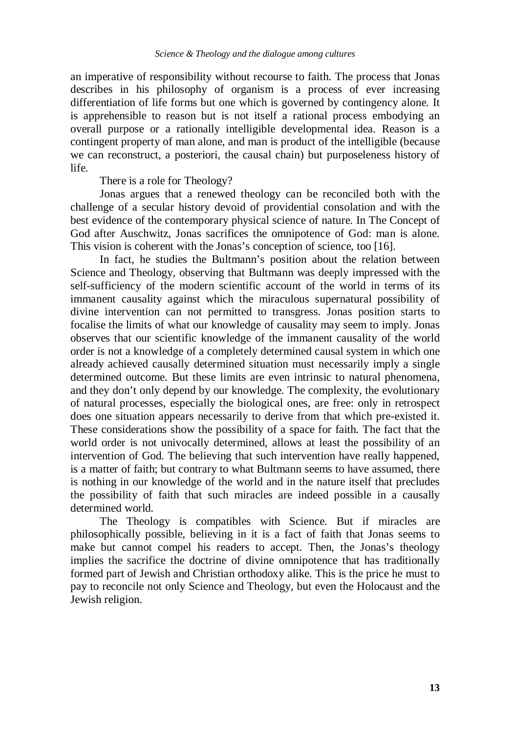an imperative of responsibility without recourse to faith. The process that Jonas describes in his philosophy of organism is a process of ever increasing differentiation of life forms but one which is governed by contingency alone. It is apprehensible to reason but is not itself a rational process embodying an overall purpose or a rationally intelligible developmental idea. Reason is a contingent property of man alone, and man is product of the intelligible (because we can reconstruct, a posteriori, the causal chain) but purposeleness history of life.

There is a role for Theology?

Jonas argues that a renewed theology can be reconciled both with the challenge of a secular history devoid of providential consolation and with the best evidence of the contemporary physical science of nature. In The Concept of God after Auschwitz, Jonas sacrifices the omnipotence of God: man is alone. This vision is coherent with the Jonas's conception of science, too [16].

In fact, he studies the Bultmann's position about the relation between Science and Theology, observing that Bultmann was deeply impressed with the self-sufficiency of the modern scientific account of the world in terms of its immanent causality against which the miraculous supernatural possibility of divine intervention can not permitted to transgress. Jonas position starts to focalise the limits of what our knowledge of causality may seem to imply. Jonas observes that our scientific knowledge of the immanent causality of the world order is not a knowledge of a completely determined causal system in which one already achieved causally determined situation must necessarily imply a single determined outcome. But these limits are even intrinsic to natural phenomena, and they don't only depend by our knowledge. The complexity, the evolutionary of natural processes, especially the biological ones, are free: only in retrospect does one situation appears necessarily to derive from that which pre-existed it. These considerations show the possibility of a space for faith. The fact that the world order is not univocally determined, allows at least the possibility of an intervention of God. The believing that such intervention have really happened, is a matter of faith; but contrary to what Bultmann seems to have assumed, there is nothing in our knowledge of the world and in the nature itself that precludes the possibility of faith that such miracles are indeed possible in a causally determined world.

The Theology is compatibles with Science. But if miracles are philosophically possible, believing in it is a fact of faith that Jonas seems to make but cannot compel his readers to accept. Then, the Jonas's theology implies the sacrifice the doctrine of divine omnipotence that has traditionally formed part of Jewish and Christian orthodoxy alike. This is the price he must to pay to reconcile not only Science and Theology, but even the Holocaust and the Jewish religion.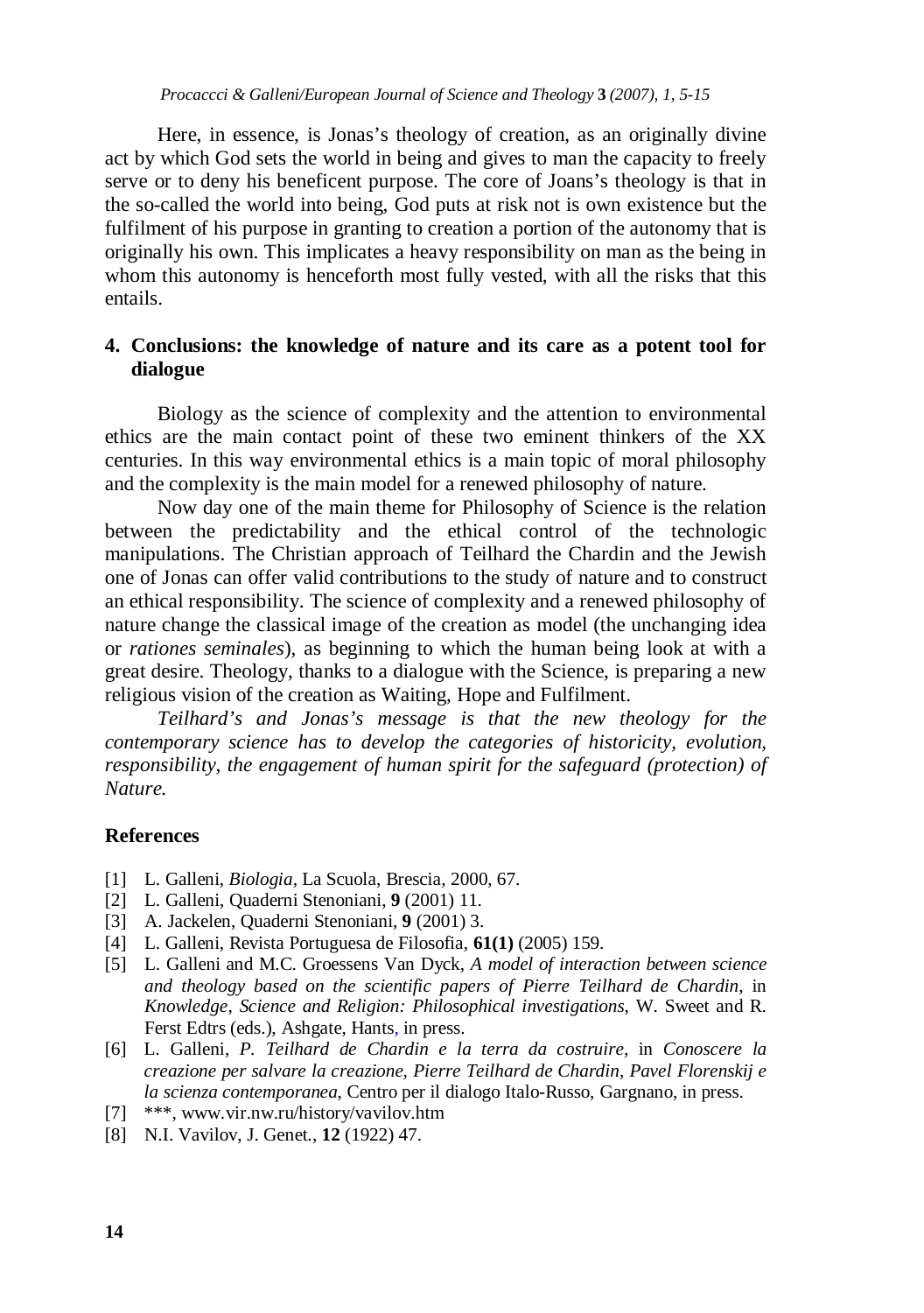Here, in essence, is Jonas's theology of creation, as an originally divine act by which God sets the world in being and gives to man the capacity to freely serve or to deny his beneficent purpose. The core of Joans's theology is that in the so-called the world into being, God puts at risk not is own existence but the fulfilment of his purpose in granting to creation a portion of the autonomy that is originally his own. This implicates a heavy responsibility on man as the being in whom this autonomy is henceforth most fully vested, with all the risks that this entails.

## 4. Conclusions: the knowledge of nature and its care as a potent tool for dialogue

Biology as the science of complexity and the attention to environmental ethics are the main contact point of these two eminent thinkers of the XX centuries. In this way environmental ethics is a main topic of moral philosophy and the complexity is the main model for a renewed philosophy of nature.

Now day one of the main theme for Philosophy of Science is the relation between the predictability and the ethical control of the technologic manipulations. The Christian approach of Teilhard the Chardin and the Jewish one of Jonas can offer valid contributions to the study of nature and to construct an ethical responsibility. The science of complexity and a renewed philosophy of nature change the classical image of the creation as model (the unchanging idea or *rationes seminales*), as beginning to which the human being look at with a great desire. Theology, thanks to a dialogue with the Science, is preparing a new religious vision of the creation as Waiting, Hope and Fulfilment.

*Teilhard's and Jonas's message is that the new theology for the contemporary science has to develop the categories of historicity, evolution, responsibility, the engagement of human spirit for the safeguard (protection) of Nature.*

## References

[1] L. Galleni, *Biologia*, La Scuola, Brescia, 2000, 67.
[2] L. Galleni, Quaderni Stenoniani, **9** (2001) 11.
[3] A. Jackelen, Quaderni Stenoniani, **9** (2001) 3.
[4] L. Galleni, Revista Portuguesa de Filosofia, **61(1)** (2005) 159.
[5] L. Galleni and M.C. Groessens Van Dyck, *A model of interaction between science and theology based on the scientific papers of Pierre Teilhard de Chardin*, in *Knowledge, Science and Religion: Philosophical investigations*, W. Sweet and R. Ferst Edtrs (eds.), Ashgate, Hants, in press.
[6] L. Galleni, *P. Teilhard de Chardin e la terra da costruire*, in *Conoscere la creazione per salvare la creazione, Pierre Teilhard de Chardin, Pavel Florenskij e la scienza contemporanea*, Centro per il dialogo Italo-Russo, Gargnano, in press.
[7] ***, www.vir.nw.ru/history/vavilov.htm
[8] N.I. Vavilov, J. Genet., **12** (1922) 47.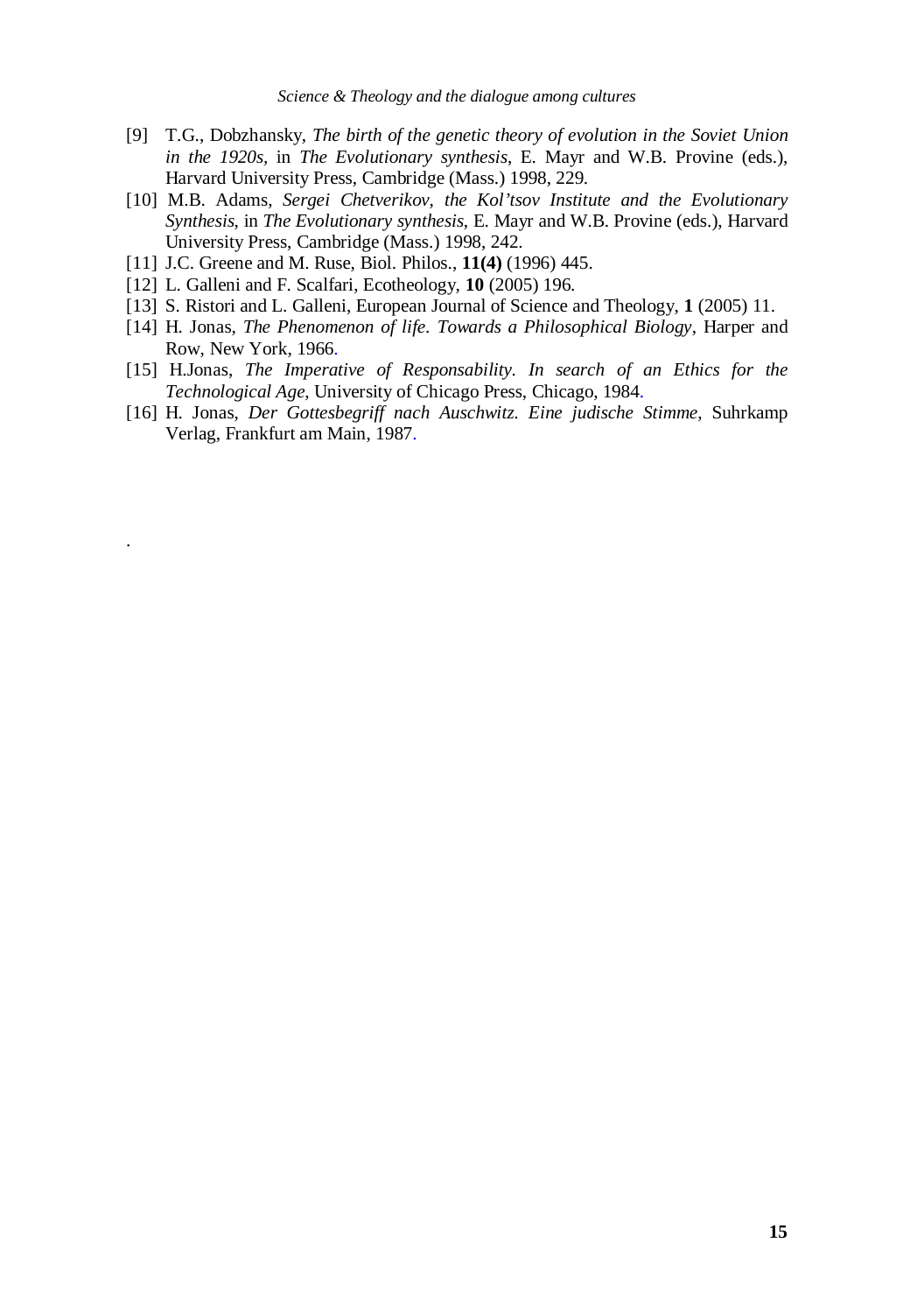[9] T.G., Dobzhansky, *The birth of the genetic theory of evolution in the Soviet Union in the 1920s*, in *The Evolutionary synthesis*, E. Mayr and W.B. Provine (eds.), Harvard University Press, Cambridge (Mass.) 1998, 229.

[10] M.B. Adams, *Sergei Chetverikov, the Kol'tsov Institute and the Evolutionary Synthesis*, in *The Evolutionary synthesis*, E. Mayr and W.B. Provine (eds.), Harvard University Press, Cambridge (Mass.) 1998, 242.

[11] J.C. Greene and M. Ruse, Biol. Philos., **11(4)** (1996) 445.

[12] L. Galleni and F. Scalfari, Ecotheology, **10** (2005) 196.

[13] S. Ristori and L. Galleni, European Journal of Science and Theology, **1** (2005) 11.

[14] H. Jonas, *The Phenomenon of life. Towards a Philosophical Biology*, Harper and Row, New York, 1966.

[15] H.Jonas, *The Imperative of Responsability. In search of an Ethics for the Technological Age*, University of Chicago Press, Chicago, 1984.

[16] H. Jonas, *Der Gottesbegriff nach Auschwitz. Eine judische Stimme*, Suhrkamp Verlag, Frankfurt am Main, 1987.